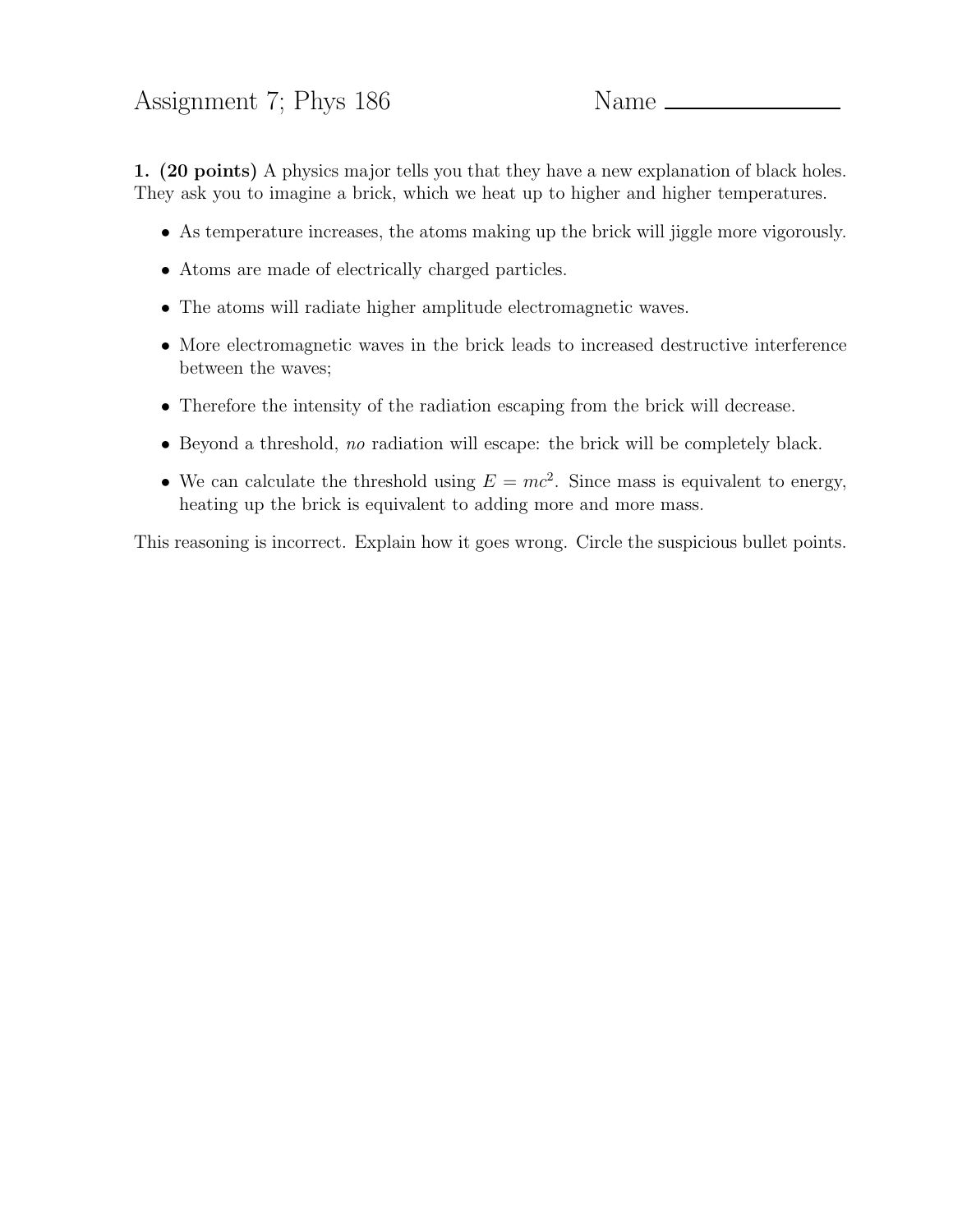# Assignment 7; Phys 186

Name ______________

**1. (20 points)** A physics major tells you that they have a new explanation of black holes. They ask you to imagine a brick, which we heat up to higher and higher temperatures.

- As temperature increases, the atoms making up the brick will jiggle more vigorously.
- Atoms are made of electrically charged particles.
- The atoms will radiate higher amplitude electromagnetic waves.
- More electromagnetic waves in the brick leads to increased destructive interference between the waves;
- Therefore the intensity of the radiation escaping from the brick will decrease.
- Beyond a threshold, *no* radiation will escape: the brick will be completely black.
- We can calculate the threshold using $E = mc^2$. Since mass is equivalent to energy, heating up the brick is equivalent to adding more and more mass.

This reasoning is incorrect. Explain how it goes wrong. Circle the suspicious bullet points.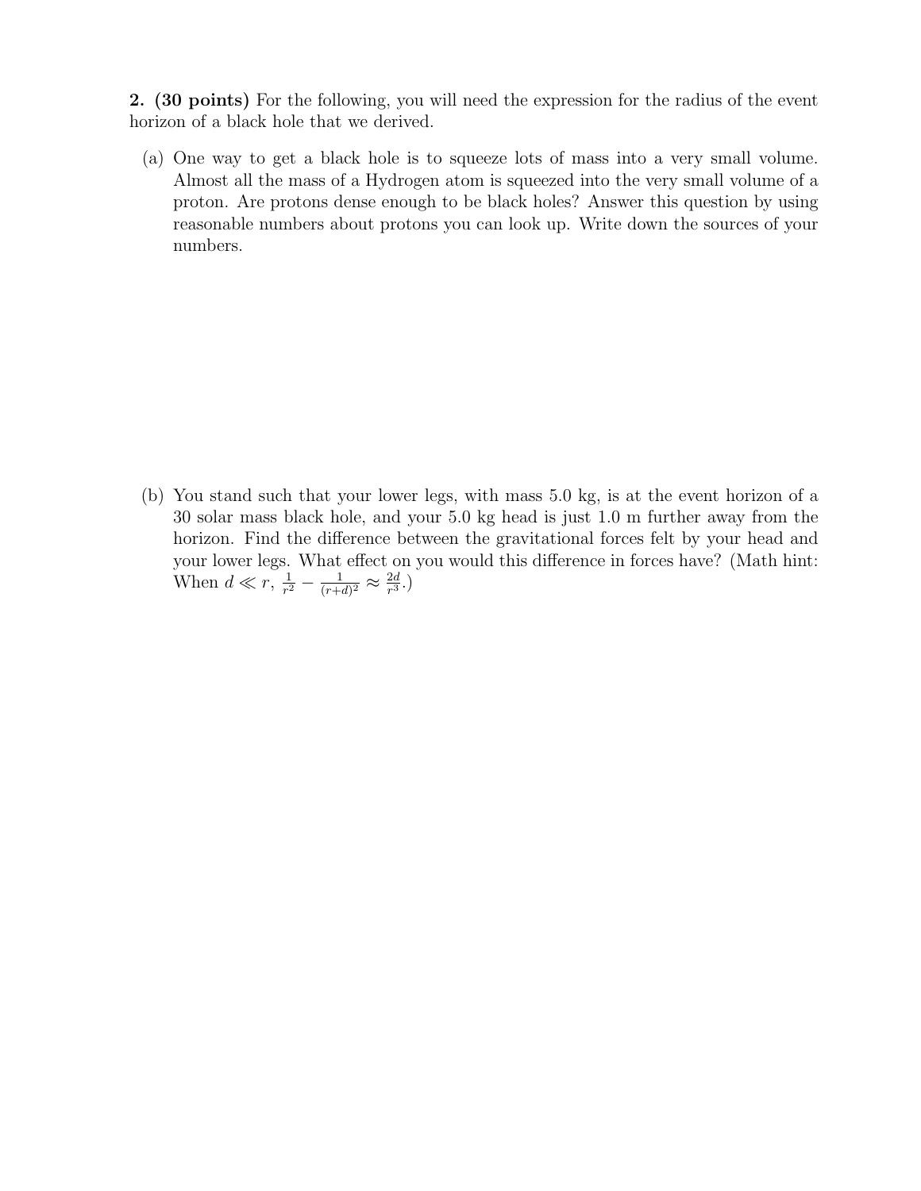**2. (30 points)** For the following, you will need the expression for the radius of the event horizon of a black hole that we derived.

(a) One way to get a black hole is to squeeze lots of mass into a very small volume. Almost all the mass of a Hydrogen atom is squeezed into the very small volume of a proton. Are protons dense enough to be black holes? Answer this question by using reasonable numbers about protons you can look up. Write down the sources of your numbers.

(b) You stand such that your lower legs, with mass 5.0 kg, is at the event horizon of a 30 solar mass black hole, and your 5.0 kg head is just 1.0 m further away from the horizon. Find the difference between the gravitational forces felt by your head and your lower legs. What effect on you would this difference in forces have? (Math hint: When $d \ll r$, $\frac{1}{r^2} - \frac{1}{(r+d)^2} \approx \frac{2d}{r^3}$.)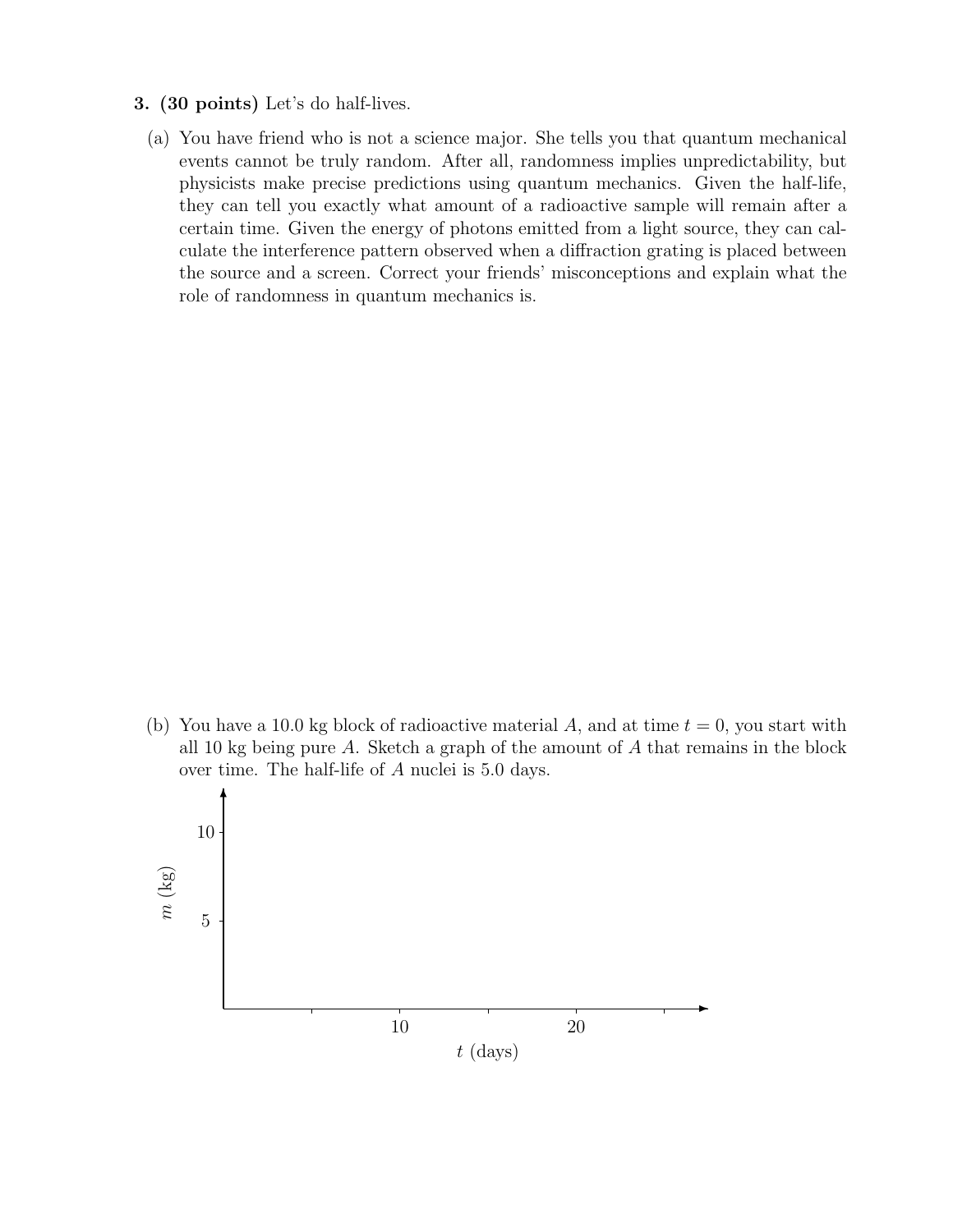**3. (30 points)** Let's do half-lives.

(a) You have friend who is not a science major. She tells you that quantum mechanical events cannot be truly random. After all, randomness implies unpredictability, but physicists make precise predictions using quantum mechanics. Given the half-life, they can tell you exactly what amount of a radioactive sample will remain after a certain time. Given the energy of photons emitted from a light source, they can calculate the interference pattern observed when a diffraction grating is placed between the source and a screen. Correct your friends' misconceptions and explain what the role of randomness in quantum mechanics is.

(b) You have a 10.0 kg block of radioactive material $A$, and at time $t = 0$, you start with all 10 kg being pure $A$. Sketch a graph of the amount of $A$ that remains in the block over time. The half-life of $A$ nuclei is 5.0 days.

$m$ (kg)

10

5

10

20

$t$ (days)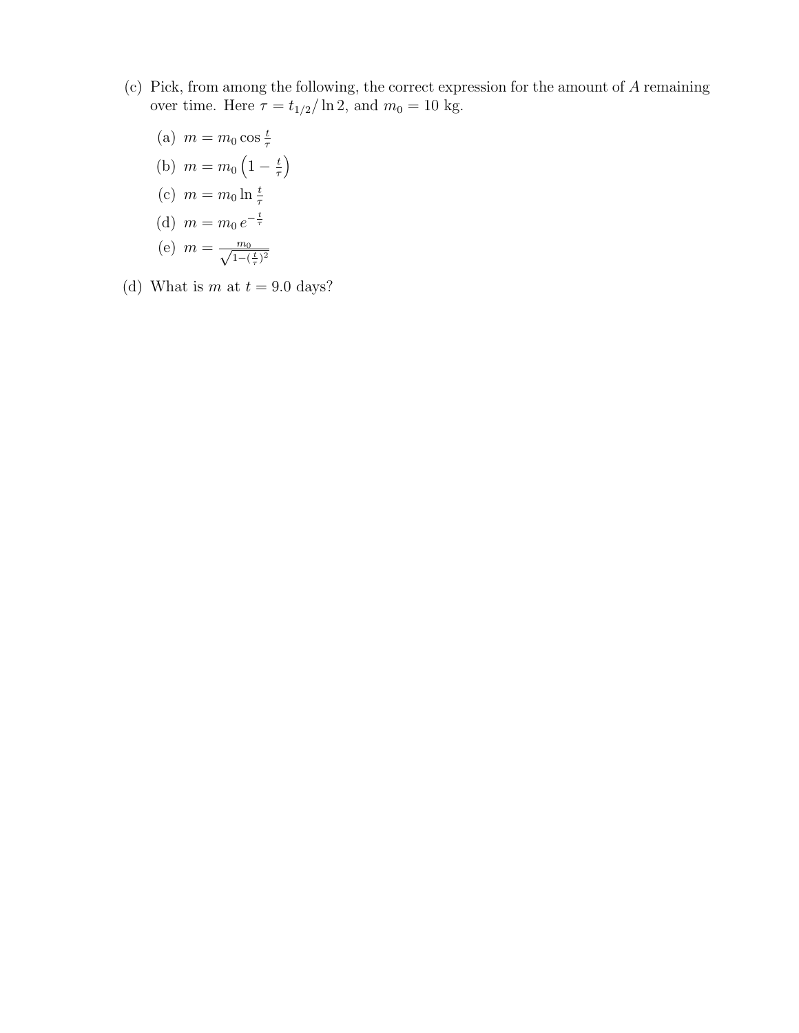(c) Pick, from among the following, the correct expression for the amount of $A$ remaining over time. Here $\tau = t_{1/2}/\ln 2$, and $m_0 = 10$ kg.

  (a) $m = m_0 \cos \frac{t}{\tau}$

  (b) $m = m_0 \left(1 - \frac{t}{\tau}\right)$

  (c) $m = m_0 \ln \frac{t}{\tau}$

  (d) $m = m_0 \, e^{-\frac{t}{\tau}}$

  (e) $m = \frac{m_0}{\sqrt{1-(\frac{t}{\tau})^2}}$

(d) What is $m$ at $t = 9.0$ days?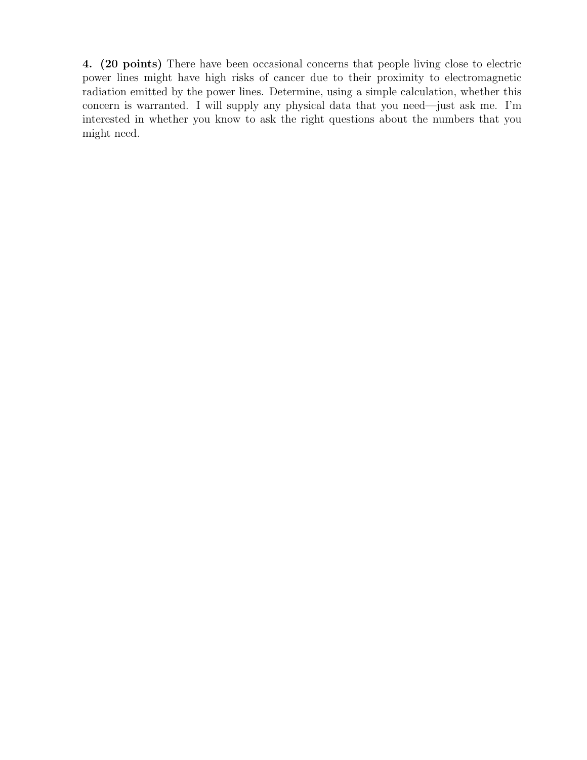**4. (20 points)** There have been occasional concerns that people living close to electric power lines might have high risks of cancer due to their proximity to electromagnetic radiation emitted by the power lines. Determine, using a simple calculation, whether this concern is warranted. I will supply any physical data that you need—just ask me. I'm interested in whether you know to ask the right questions about the numbers that you might need.